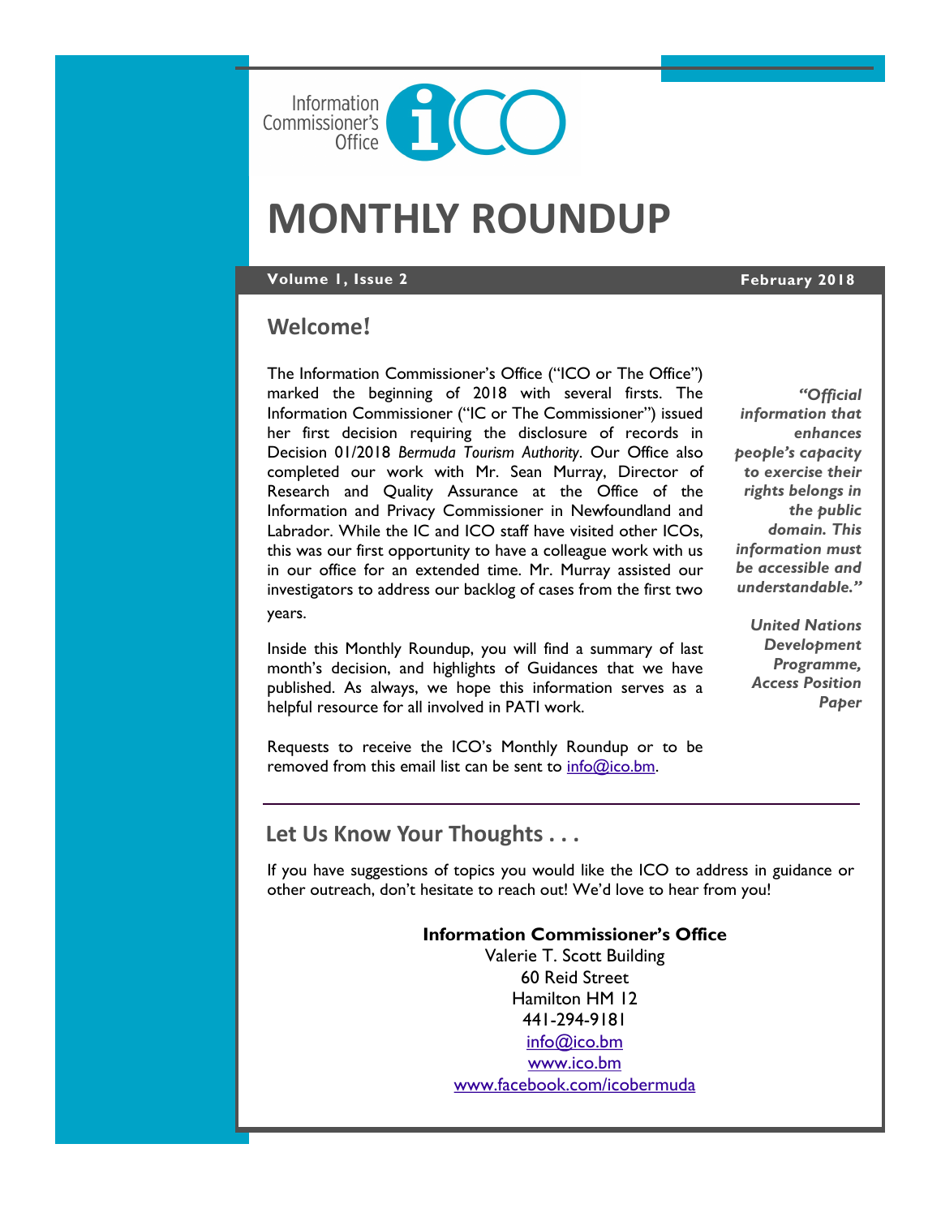Information Commissioner's Office

# MONTHLY ROUNDUP

**Volume 1, Issue 2** — **February 2018**

## Welcome!

The Information Commissioner's Office ("ICO or The Office") marked the beginning of 2018 with several firsts. The Information Commissioner ("IC or The Commissioner") issued her first decision requiring the disclosure of records in Decision 01/2018 *Bermuda Tourism Authority*. Our Office also completed our work with Mr. Sean Murray, Director of Research and Quality Assurance at the Office of the Information and Privacy Commissioner in Newfoundland and Labrador. While the IC and ICO staff have visited other ICOs, this was our first opportunity to have a colleague work with us in our office for an extended time. Mr. Murray assisted our investigators to address our backlog of cases from the first two years.

Inside this Monthly Roundup, you will find a summary of last month's decision, and highlights of Guidances that we have published. As always, we hope this information serves as a helpful resource for all involved in PATI work.

Requests to receive the ICO's Monthly Roundup or to be removed from this email list can be sent to info@ico.bm.

> ***"Official information that enhances people's capacity to exercise their rights belongs in the public domain. This information must be accessible and understandable."***
>
> ***United Nations Development Programme, Access Position Paper***

## Let Us Know Your Thoughts . . .

If you have suggestions of topics you would like the ICO to address in guidance or other outreach, don't hesitate to reach out! We'd love to hear from you!

**Information Commissioner's Office**
Valerie T. Scott Building
60 Reid Street
Hamilton HM 12
441-294-9181
info@ico.bm
www.ico.bm
www.facebook.com/icobermuda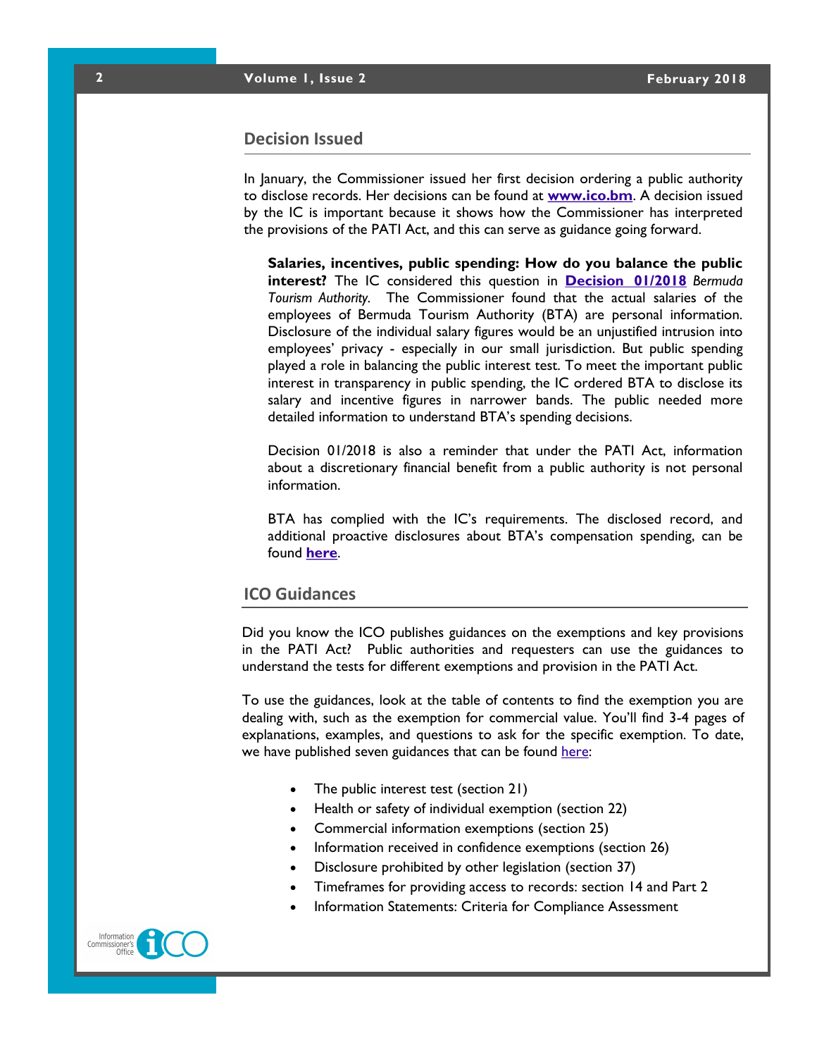## Decision Issued

In January, the Commissioner issued her first decision ordering a public authority to disclose records. Her decisions can be found at **www.ico.bm**. A decision issued by the IC is important because it shows how the Commissioner has interpreted the provisions of the PATI Act, and this can serve as guidance going forward.

**Salaries, incentives, public spending: How do you balance the public interest?** The IC considered this question in **Decision 01/2018** *Bermuda Tourism Authority*. The Commissioner found that the actual salaries of the employees of Bermuda Tourism Authority (BTA) are personal information. Disclosure of the individual salary figures would be an unjustified intrusion into employees' privacy - especially in our small jurisdiction. But public spending played a role in balancing the public interest test. To meet the important public interest in transparency in public spending, the IC ordered BTA to disclose its salary and incentive figures in narrower bands. The public needed more detailed information to understand BTA's spending decisions.

Decision 01/2018 is also a reminder that under the PATI Act, information about a discretionary financial benefit from a public authority is not personal information.

BTA has complied with the IC's requirements. The disclosed record, and additional proactive disclosures about BTA's compensation spending, can be found **here**.

## ICO Guidances

Did you know the ICO publishes guidances on the exemptions and key provisions in the PATI Act? Public authorities and requesters can use the guidances to understand the tests for different exemptions and provision in the PATI Act.

To use the guidances, look at the table of contents to find the exemption you are dealing with, such as the exemption for commercial value. You'll find 3-4 pages of explanations, examples, and questions to ask for the specific exemption. To date, we have published seven guidances that can be found here:

- The public interest test (section 21)
- Health or safety of individual exemption (section 22)
- Commercial information exemptions (section 25)
- Information received in confidence exemptions (section 26)
- Disclosure prohibited by other legislation (section 37)
- Timeframes for providing access to records: section 14 and Part 2
- Information Statements: Criteria for Compliance Assessment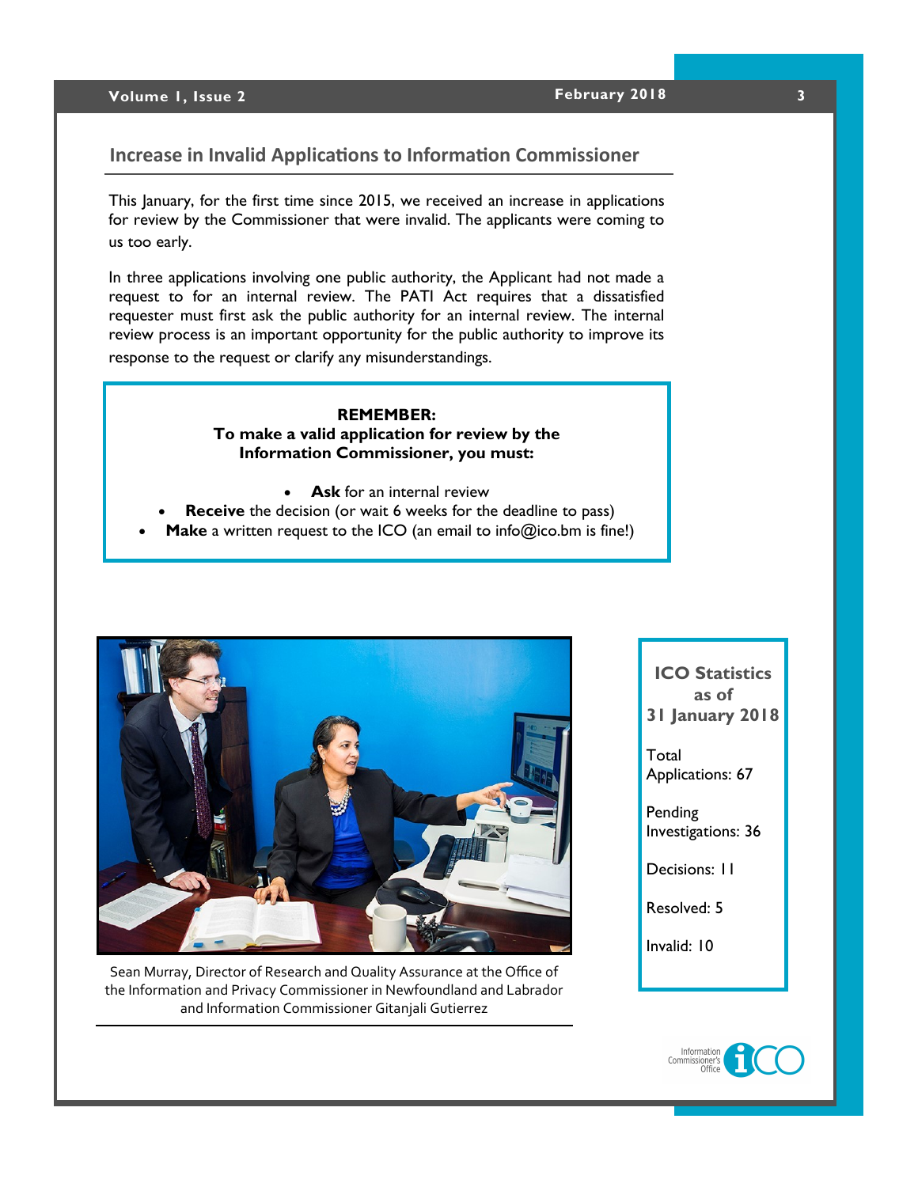## Increase in Invalid Applications to Information Commissioner

This January, for the first time since 2015, we received an increase in applications for review by the Commissioner that were invalid. The applicants were coming to us too early.

In three applications involving one public authority, the Applicant had not made a request to for an internal review. The PATI Act requires that a dissatisfied requester must first ask the public authority for an internal review. The internal review process is an important opportunity for the public authority to improve its response to the request or clarify any misunderstandings.

> **REMEMBER:**
> **To make a valid application for review by the Information Commissioner, you must:**
>
> - **Ask** for an internal review
> - **Receive** the decision (or wait 6 weeks for the deadline to pass)
> - **Make** a written request to the ICO (an email to info@ico.bm is fine!)

Sean Murray, Director of Research and Quality Assurance at the Office of the Information and Privacy Commissioner in Newfoundland and Labrador and Information Commissioner Gitanjali Gutierrez

**ICO Statistics as of 31 January 2018**

Total Applications: 67

Pending Investigations: 36

Decisions: 11

Resolved: 5

Invalid: 10